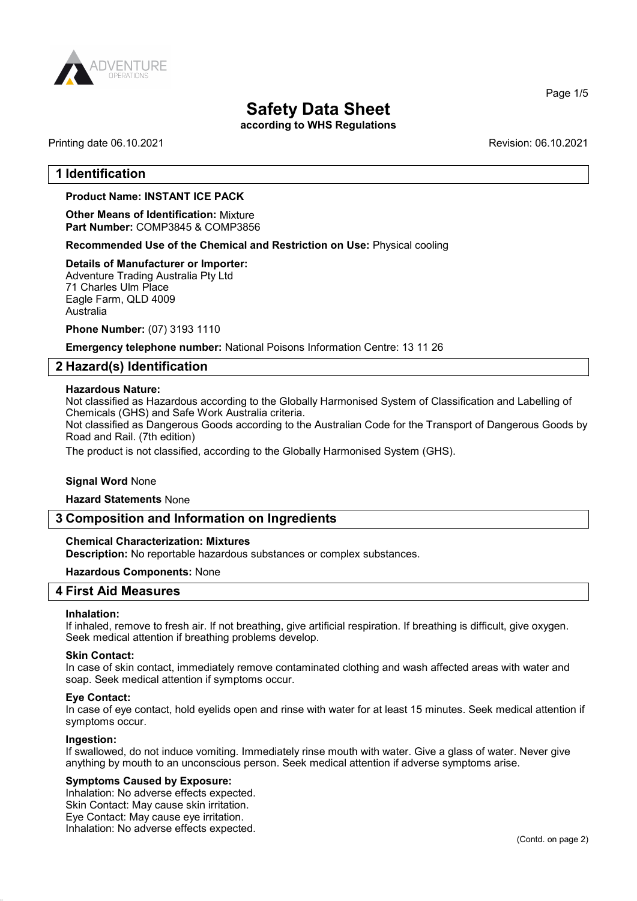# Safety Data Sheet

**according to WHS Regulations**

Printing date 06.10.2021 Revision: 06.10.2021

## 1 Identification

**Product Name: INSTANT ICE PACK**

**Other Means of Identification:** Mixture
**Part Number:** COMP3845 & COMP3856

**Recommended Use of the Chemical and Restriction on Use:** Physical cooling

**Details of Manufacturer or Importer:**
Adventure Trading Australia Pty Ltd
71 Charles Ulm Place
Eagle Farm, QLD 4009
Australia

**Phone Number:** (07) 3193 1110

**Emergency telephone number:** National Poisons Information Centre: 13 11 26

## 2 Hazard(s) Identification

**Hazardous Nature:**
Not classified as Hazardous according to the Globally Harmonised System of Classification and Labelling of Chemicals (GHS) and Safe Work Australia criteria.
Not classified as Dangerous Goods according to the Australian Code for the Transport of Dangerous Goods by Road and Rail. (7th edition)
The product is not classified, according to the Globally Harmonised System (GHS).

**Signal Word** None

**Hazard Statements** None

## 3 Composition and Information on Ingredients

**Chemical Characterization: Mixtures**
**Description:** No reportable hazardous substances or complex substances.

**Hazardous Components:** None

## 4 First Aid Measures

**Inhalation:**
If inhaled, remove to fresh air. If not breathing, give artificial respiration. If breathing is difficult, give oxygen. Seek medical attention if breathing problems develop.

**Skin Contact:**
In case of skin contact, immediately remove contaminated clothing and wash affected areas with water and soap. Seek medical attention if symptoms occur.

**Eye Contact:**
In case of eye contact, hold eyelids open and rinse with water for at least 15 minutes. Seek medical attention if symptoms occur.

**Ingestion:**
If swallowed, do not induce vomiting. Immediately rinse mouth with water. Give a glass of water. Never give anything by mouth to an unconscious person. Seek medical attention if adverse symptoms arise.

**Symptoms Caused by Exposure:**
Inhalation: No adverse effects expected.
Skin Contact: May cause skin irritation.
Eye Contact: May cause eye irritation.
Inhalation: No adverse effects expected.

(Contd. on page 2)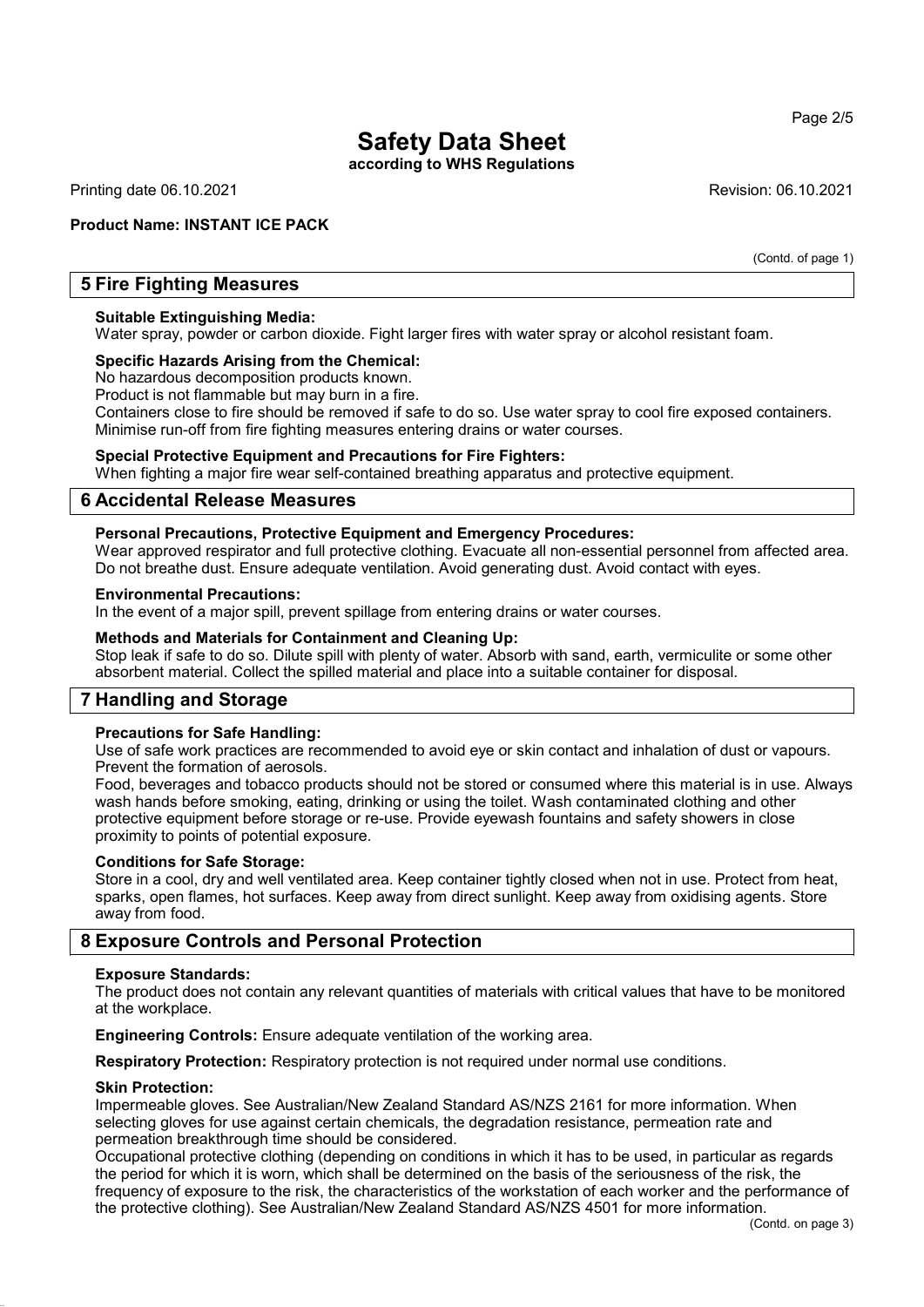# Safety Data Sheet

**according to WHS Regulations**

Printing date 06.10.2021 Revision: 06.10.2021

**Product Name: INSTANT ICE PACK**

(Contd. of page 1)

## 5 Fire Fighting Measures

**Suitable Extinguishing Media:**
Water spray, powder or carbon dioxide. Fight larger fires with water spray or alcohol resistant foam.

**Specific Hazards Arising from the Chemical:**
No hazardous decomposition products known.
Product is not flammable but may burn in a fire.
Containers close to fire should be removed if safe to do so. Use water spray to cool fire exposed containers. Minimise run-off from fire fighting measures entering drains or water courses.

**Special Protective Equipment and Precautions for Fire Fighters:**
When fighting a major fire wear self-contained breathing apparatus and protective equipment.

## 6 Accidental Release Measures

**Personal Precautions, Protective Equipment and Emergency Procedures:**
Wear approved respirator and full protective clothing. Evacuate all non-essential personnel from affected area. Do not breathe dust. Ensure adequate ventilation. Avoid generating dust. Avoid contact with eyes.

**Environmental Precautions:**
In the event of a major spill, prevent spillage from entering drains or water courses.

**Methods and Materials for Containment and Cleaning Up:**
Stop leak if safe to do so. Dilute spill with plenty of water. Absorb with sand, earth, vermiculite or some other absorbent material. Collect the spilled material and place into a suitable container for disposal.

## 7 Handling and Storage

**Precautions for Safe Handling:**
Use of safe work practices are recommended to avoid eye or skin contact and inhalation of dust or vapours. Prevent the formation of aerosols.
Food, beverages and tobacco products should not be stored or consumed where this material is in use. Always wash hands before smoking, eating, drinking or using the toilet. Wash contaminated clothing and other protective equipment before storage or re-use. Provide eyewash fountains and safety showers in close proximity to points of potential exposure.

**Conditions for Safe Storage:**
Store in a cool, dry and well ventilated area. Keep container tightly closed when not in use. Protect from heat, sparks, open flames, hot surfaces. Keep away from direct sunlight. Keep away from oxidising agents. Store away from food.

## 8 Exposure Controls and Personal Protection

**Exposure Standards:**
The product does not contain any relevant quantities of materials with critical values that have to be monitored at the workplace.

**Engineering Controls:** Ensure adequate ventilation of the working area.

**Respiratory Protection:** Respiratory protection is not required under normal use conditions.

**Skin Protection:**
Impermeable gloves. See Australian/New Zealand Standard AS/NZS 2161 for more information. When selecting gloves for use against certain chemicals, the degradation resistance, permeation rate and permeation breakthrough time should be considered.
Occupational protective clothing (depending on conditions in which it has to be used, in particular as regards the period for which it is worn, which shall be determined on the basis of the seriousness of the risk, the frequency of exposure to the risk, the characteristics of the workstation of each worker and the performance of the protective clothing). See Australian/New Zealand Standard AS/NZS 4501 for more information.

(Contd. on page 3)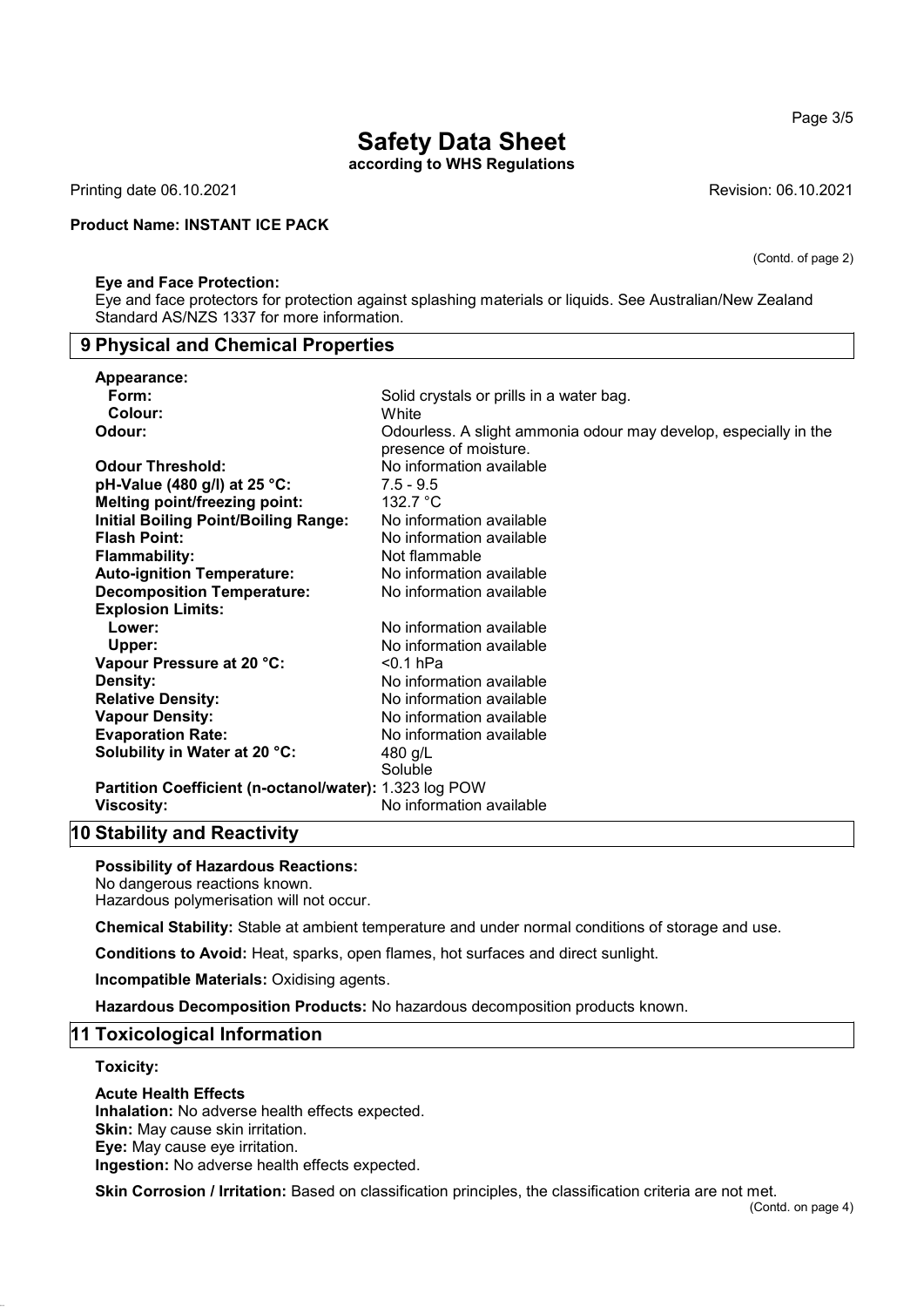(Contd. of page 2)

**Eye and Face Protection:**
Eye and face protectors for protection against splashing materials or liquids. See Australian/New Zealand Standard AS/NZS 1337 for more information.

## 9 Physical and Chemical Properties

| | |
|---|---|
| **Appearance:** | |
| **Form:** | Solid crystals or prills in a water bag. |
| **Colour:** | White |
| **Odour:** | Odourless. A slight ammonia odour may develop, especially in the presence of moisture. |
| **Odour Threshold:** | No information available |
| **pH-Value (480 g/l) at 25 °C:** | 7.5 - 9.5 |
| **Melting point/freezing point:** | 132.7 °C |
| **Initial Boiling Point/Boiling Range:** | No information available |
| **Flash Point:** | No information available |
| **Flammability:** | Not flammable |
| **Auto-ignition Temperature:** | No information available |
| **Decomposition Temperature:** | No information available |
| **Explosion Limits:** | |
| **Lower:** | No information available |
| **Upper:** | No information available |
| **Vapour Pressure at 20 °C:** | <0.1 hPa |
| **Density:** | No information available |
| **Relative Density:** | No information available |
| **Vapour Density:** | No information available |
| **Evaporation Rate:** | No information available |
| **Solubility in Water at 20 °C:** | 480 g/L<br>Soluble |
| **Partition Coefficient (n-octanol/water):** | 1.323 log POW |
| **Viscosity:** | No information available |

## 10 Stability and Reactivity

**Possibility of Hazardous Reactions:**
No dangerous reactions known.
Hazardous polymerisation will not occur.

**Chemical Stability:** Stable at ambient temperature and under normal conditions of storage and use.

**Conditions to Avoid:** Heat, sparks, open flames, hot surfaces and direct sunlight.

**Incompatible Materials:** Oxidising agents.

**Hazardous Decomposition Products:** No hazardous decomposition products known.

## 11 Toxicological Information

**Toxicity:**

**Acute Health Effects**
**Inhalation:** No adverse health effects expected.
**Skin:** May cause skin irritation.
**Eye:** May cause eye irritation.
**Ingestion:** No adverse health effects expected.

**Skin Corrosion / Irritation:** Based on classification principles, the classification criteria are not met.

(Contd. on page 4)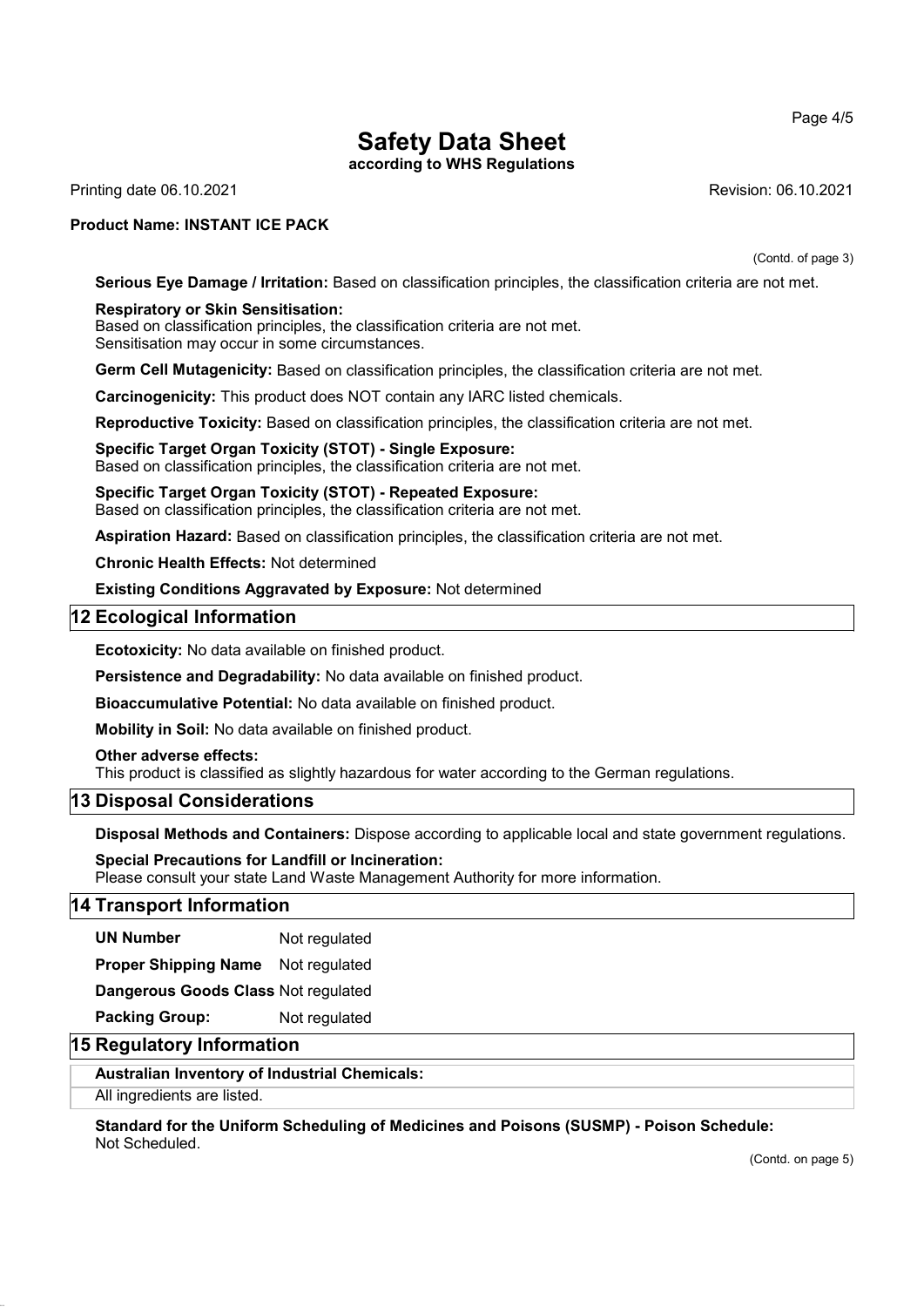(Contd. of page 3)

**Serious Eye Damage / Irritation:** Based on classification principles, the classification criteria are not met.

**Respiratory or Skin Sensitisation:**
Based on classification principles, the classification criteria are not met.
Sensitisation may occur in some circumstances.

**Germ Cell Mutagenicity:** Based on classification principles, the classification criteria are not met.

**Carcinogenicity:** This product does NOT contain any IARC listed chemicals.

**Reproductive Toxicity:** Based on classification principles, the classification criteria are not met.

**Specific Target Organ Toxicity (STOT) - Single Exposure:**
Based on classification principles, the classification criteria are not met.

**Specific Target Organ Toxicity (STOT) - Repeated Exposure:**
Based on classification principles, the classification criteria are not met.

**Aspiration Hazard:** Based on classification principles, the classification criteria are not met.

**Chronic Health Effects:** Not determined

**Existing Conditions Aggravated by Exposure:** Not determined

## 12 Ecological Information

**Ecotoxicity:** No data available on finished product.

**Persistence and Degradability:** No data available on finished product.

**Bioaccumulative Potential:** No data available on finished product.

**Mobility in Soil:** No data available on finished product.

**Other adverse effects:**
This product is classified as slightly hazardous for water according to the German regulations.

## 13 Disposal Considerations

**Disposal Methods and Containers:** Dispose according to applicable local and state government regulations.

**Special Precautions for Landfill or Incineration:**
Please consult your state Land Waste Management Authority for more information.

## 14 Transport Information

**UN Number** Not regulated

**Proper Shipping Name** Not regulated

**Dangerous Goods Class** Not regulated

**Packing Group:** Not regulated

## 15 Regulatory Information

**Australian Inventory of Industrial Chemicals:**

All ingredients are listed.

**Standard for the Uniform Scheduling of Medicines and Poisons (SUSMP) - Poison Schedule:**
Not Scheduled.

(Contd. on page 5)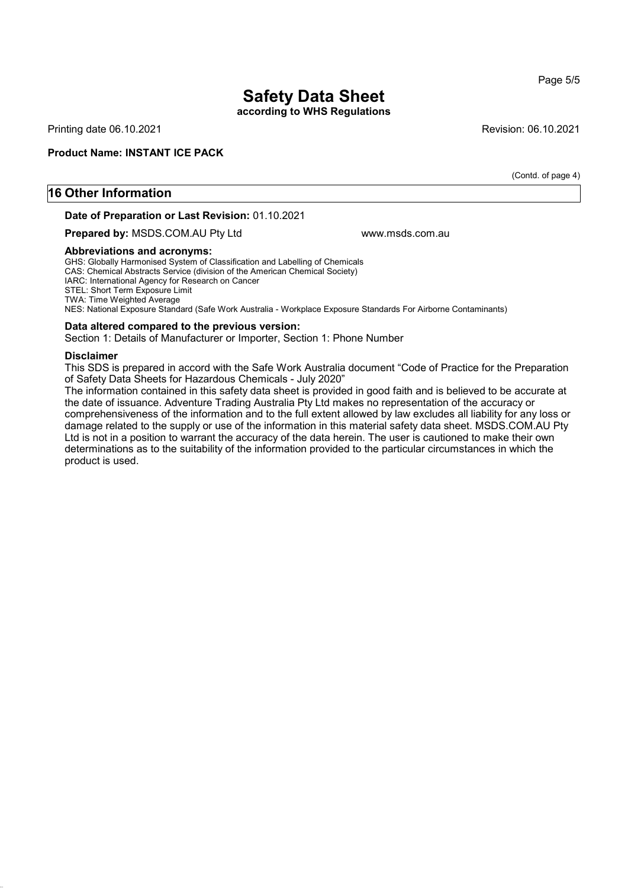## 16 Other Information

**Date of Preparation or Last Revision:** 01.10.2021

**Prepared by:** MSDS.COM.AU Pty Ltd www.msds.com.au

**Abbreviations and acronyms:**

GHS: Globally Harmonised System of Classification and Labelling of Chemicals
CAS: Chemical Abstracts Service (division of the American Chemical Society)
IARC: International Agency for Research on Cancer
STEL: Short Term Exposure Limit
TWA: Time Weighted Average
NES: National Exposure Standard (Safe Work Australia - Workplace Exposure Standards For Airborne Contaminants)

**Data altered compared to the previous version:**

Section 1: Details of Manufacturer or Importer, Section 1: Phone Number

**Disclaimer**

This SDS is prepared in accord with the Safe Work Australia document "Code of Practice for the Preparation of Safety Data Sheets for Hazardous Chemicals - July 2020"

The information contained in this safety data sheet is provided in good faith and is believed to be accurate at the date of issuance. Adventure Trading Australia Pty Ltd makes no representation of the accuracy or comprehensiveness of the information and to the full extent allowed by law excludes all liability for any loss or damage related to the supply or use of the information in this material safety data sheet. MSDS.COM.AU Pty Ltd is not in a position to warrant the accuracy of the data herein. The user is cautioned to make their own determinations as to the suitability of the information provided to the particular circumstances in which the product is used.